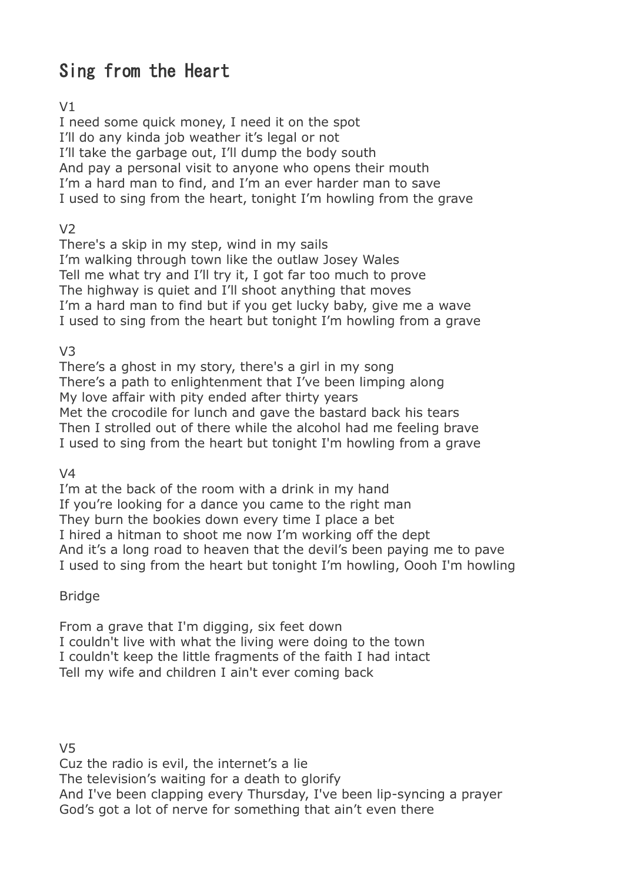# Sing from the Heart

V1

I need some quick money, I need it on the spot
I'll do any kinda job weather it's legal or not
I'll take the garbage out, I'll dump the body south
And pay a personal visit to anyone who opens their mouth
I'm a hard man to find, and I'm an ever harder man to save
I used to sing from the heart, tonight I'm howling from the grave

V2

There's a skip in my step, wind in my sails
I'm walking through town like the outlaw Josey Wales
Tell me what try and I'll try it, I got far too much to prove
The highway is quiet and I'll shoot anything that moves
I'm a hard man to find but if you get lucky baby, give me a wave
I used to sing from the heart but tonight I'm howling from a grave

V3

There's a ghost in my story, there's a girl in my song
There's a path to enlightenment that I've been limping along
My love affair with pity ended after thirty years
Met the crocodile for lunch and gave the bastard back his tears
Then I strolled out of there while the alcohol had me feeling brave
I used to sing from the heart but tonight I'm howling from a grave

V4

I'm at the back of the room with a drink in my hand
If you're looking for a dance you came to the right man
They burn the bookies down every time I place a bet
I hired a hitman to shoot me now I'm working off the dept
And it's a long road to heaven that the devil's been paying me to pave
I used to sing from the heart but tonight I'm howling, Oooh I'm howling

Bridge

From a grave that I'm digging, six feet down
I couldn't live with what the living were doing to the town
I couldn't keep the little fragments of the faith I had intact
Tell my wife and children I ain't ever coming back

V5

Cuz the radio is evil, the internet's a lie
The television's waiting for a death to glorify
And I've been clapping every Thursday, I've been lip-syncing a prayer
God's got a lot of nerve for something that ain't even there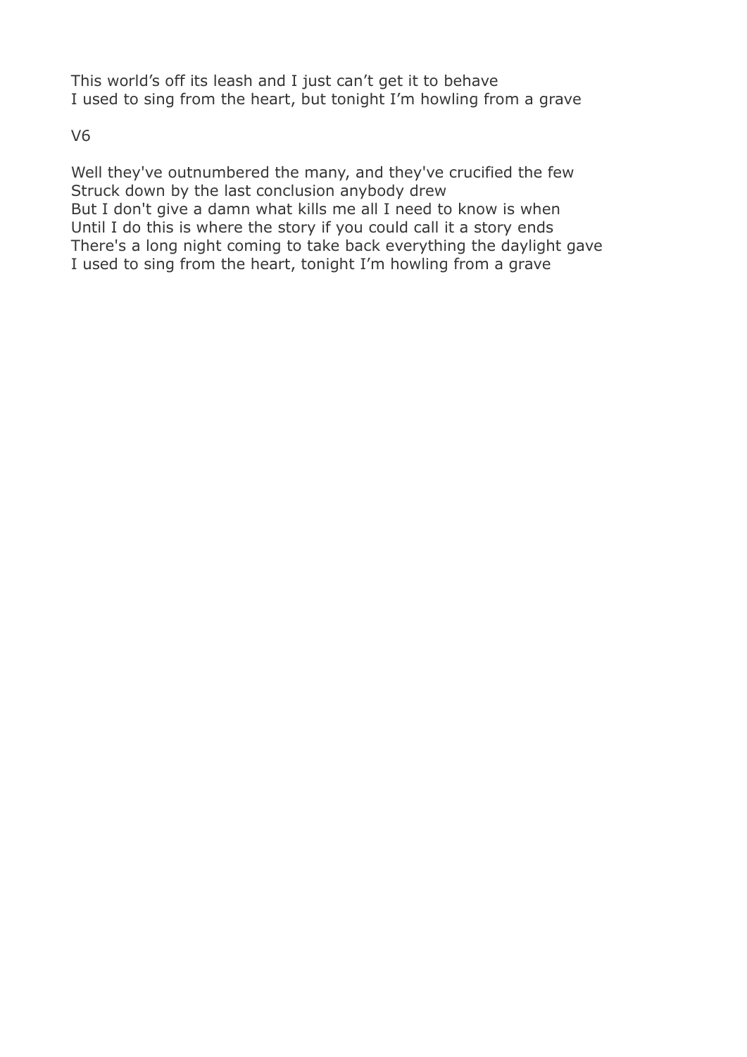This world's off its leash and I just can't get it to behave
I used to sing from the heart, but tonight I'm howling from a grave

V6

Well they've outnumbered the many, and they've crucified the few
Struck down by the last conclusion anybody drew
But I don't give a damn what kills me all I need to know is when
Until I do this is where the story if you could call it a story ends
There's a long night coming to take back everything the daylight gave
I used to sing from the heart, tonight I'm howling from a grave